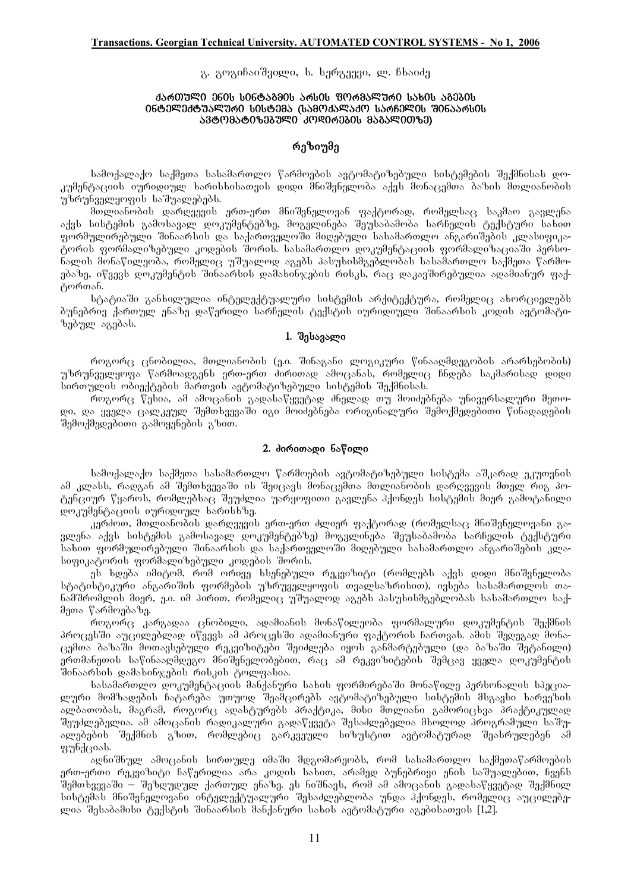გ. გოგიჩაიშვილი, ს. სერგეევი, ლ. ჩხაიძე

# ქართული ენის სინტაგმის არსის ფორმალური სახის აგების ინტელექტუალური სისტემა (სამოქალაქო სარჩელის შინაარსის ავტომატიზებული კოდირების მაგალითზე)

## რეზიუმე

სამოქალაქო საქმეთა სასამართლო წარმოების ავტომატიზებული სისტემების შექმნისას დოკუმენტაციის იურიდიულ ხარისხისათვის დიდი მნიშვნელობა აქვს მონაცემთა ბაზის მთლიანობის უზრუნველყოფის საშუალებებს.

მთლიანობის დარღვევის ერთ-ერთ მნიშვნელოვან ფაქტორად, რომელსაც საკმაო გავლენა აქვს სისტემის გამოსავალ დოკუმენტებზე, მოგვევლინება შეუსაბამობა სარჩელის ტექსტური სახით ფორმულირებულ შინაარსის და საქართველოში მიღებული სასამართლო ანგარიშების კლასიფიკატორის ფორმალიზებული კოდების შორის. სასამართლო დოკუმენტაციის ფორმალიზაციაში პერსონალის მონაწილეობა, რომელიც უშუალოდ აგებს პასუხისმგებლობას სასამართლო საქმეთა წარმოებაზე, იწვევს დოკუმენტის შინაარსის დამახინჯების რისკს, რაც დაკავშირებულია ადამიანურ ფაქტორთან.

სტატიაში განხილულია ინტელექტუალური სისტემის არქიტექტურა, რომელიც ახორციელებს ბუნებრივ ქართულ ენაზე დაწერილი სარჩელის ტექსტის იურიდიული შინაარსის კოდის ავტომატიზებულ აგებას.

## 1. შესავალი

როგორც ცნობილია, მთლიანობის (ე.ი. შინაგანი ლოგიკური წინააღმდეგობის არარსებობის) უზრუნველყოფა წარმოადგენს ერთ-ერთ ძირითად ამოცანას, რომელიც ჩნდება საკმარისად დიდი სირთულის ობიექტების მართვის ავტომატიზებული სისტემის შექმნისას.

როგორც წესია, ამ ამოცანის გადასაწყვეტად ძნელად თუ მოიძებნება უნივერსალური მეთოდი, და ყველა ცალკეულ შემთხვევაში იგი მოიძებნება ორიგინალური შემოქმედებითი წინადადების შემოქმედებითი გამოყენების გზით.

## 2. ძირითადი ნაწილი

სამოქალაქო საქმეთა სასამართლო წარმოების ავტომატიზებული სისტემა აშკარად ეკუთვნის ამ კლასს, რადგან ამ შემთხვევაში ის შეიცავს მონაცემთა მთლიანობის დარღვევის მთელ რიგ პოტენციურ წყაროს, რომლებსაც შეუძლია უარყოფითი გავლენა ჰქონდეს სისტემის მიერ გამოტანილი დოკუმენტაციის იურიდიულ ხარისხზე.

კერძოთ, მთლიანობის დარღვევის ერთ-ერთ ძლიერ ფაქტორად (რომელსაც მნიშვნელოვანი გავლენა აქვს სისტემის გამოსავალ დოკუმენტებზე) მოგვევლინება შეუსაბამობა სარჩელის ტექსტური სახით ფორმულირებულ შინაარსის და საქართველოში მიღებული სასამართლო ანგარიშების კლასიფიკატორის ფორმალიზებული კოდების შორის.

ეს ხდება იმიტომ, რომ ორივე ხსენებული რეკვიზიტი (რომლებს აქვს დიდი მნიშვნელობა სტატისტიკური ანგარიშის ფორმების უზრუნველყოფის თვალსაზრისით), ივსება სასამართლოს თანამშრომლის მიერ, ე.ი. იმ პირით, რომელიც უშუალოდ აგებს პასუხისმგებლობას სასამართლო საქმეთა წარმოებაზე.

როგორც კარგადაა ცნობილი, ადამიანის მონაწილეობა ფორმალური დოკუმენტის შექმნის პროცესში აუცილებლად იწვევს ამ პროცესში ადამიანური ფაქტორის ჩართვას. ამის შედეგად მონაცემთა ბაზაში მოთავსებული რეკვიზიტები შეიძლება იყოს განმარტებული (და ბაზაში შეტანილი) ერთმანეთის საწინააღმდეგო მნიშვნელობებით, რაც ამ რეკვიზიტების შემცავ ყველა დოკუმენტის შინაარსის დამახინჯების რისკის ტოლფასია.

სასამართლო დოკუმენტაციის მანქანური სახის ფორმირებაში მონაწილე პერსონალის სპეციალური მომზადების ჩატარება უთუოდ შეამცირებს ავტომატიზებული სისტემის მსგავსი ხარვეზის ალბათობას, მაგრამ, როგორც ადასტურებს პრაქტიკა, მისი მთლიანი გამორიცხვა პრაქტიკულად შეუძლებელია. ამ ამოცანის რადიკალური გადაწყვეტა შესაძლებელია მხოლოდ პროგრამული საშუალებების შექმნის გზით, რომლებიც გარკვეული სიზუსტით ავტომატურად შეასრულებენ ამ ფუნქციას.

აღნიშნულ ამოცანის სირთულე იმაში მდგომარეობს, რომ სასამართლო საქმეთაწარმოების ერთ-ერთი რეკვიზიტი ჩაწერილია არა კოდის სახით, არამედ ბუნებრივი ენის საშუალებით, ჩვენს შემთხვევაში – შეზღუდულ ქართულ ენაზე. ეს ნიშნავს, რომ ამ ამოცანის გადასაწყვეტად შექმნილ სისტემას მნიშვნელოვანი ინტელექტუალური შესაძლებლობა უნდა ჰქონდეს, რომელიც აუცილებელია შესაბამისი ტექსტის შინაარსის მანქანური სახის ავტომატური აგებისათვის [1,2].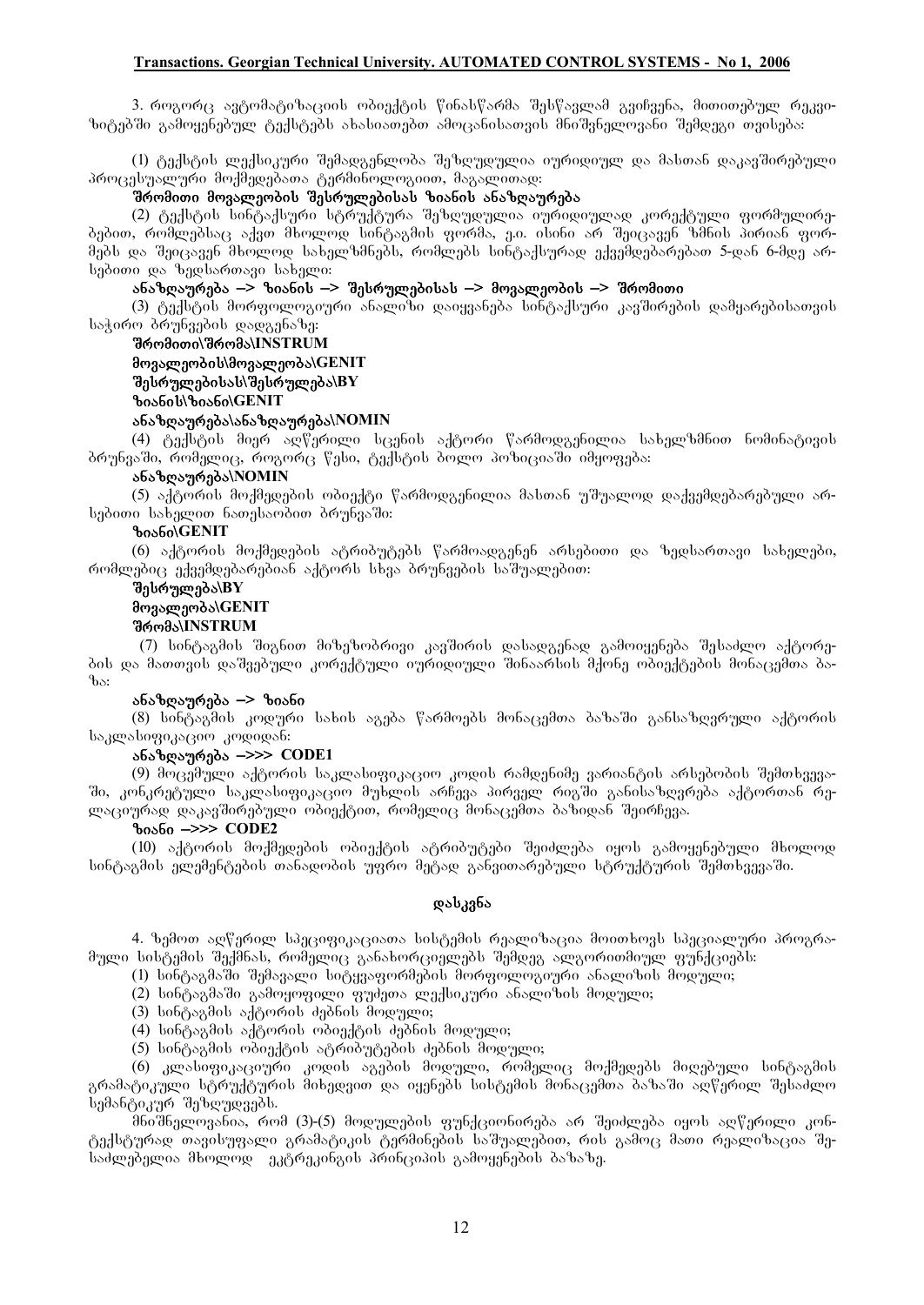3. როგორც ავტომატიზაციის ობიექტის წინასწარმა შესწავლამ გვიჩვენა, მითითებულ რეკვიზიტებში გამოყენებულ ტექსტებს ახასიათებთ ამოცანისათვის მნიშვნელოვანი შემდეგი თვისება:

(1) ტექსტის ლექსიკური შემადგენლობა შეზღუდულია იურიდიულ და მასთან დაკავშირებული პროცესუალური მოქმედებათა ტერმინოლოგიით, მაგალითად:

**შრომითი მოვალეობის შესრულებისას ზიანის ანაზღაურება**

(2) ტექსტის სინტაქსური სტრუქტურა შეზღუდულია იურიდიულად კორექტული ფორმულირებებით, რომლებსაც აქვთ მხოლოდ სინტაგმის ფორმა, ე.ი. ისინი არ შეიცავენ ზმნის პირიან ფორმებს და შეიცავენ მხოლოდ სახელზმნებს, რომლებს სინტაქსურად ექვემდებარებათ 5-დან 6-მდე არსებითი და ზედსართავი სახელი:

**ანაზღაურება –> ზიანის –> შესრულებისას –> მოვალეობის –> შრომითი**

(3) ტექსტის მორფოლოგიური ანალიზი დაიყვანება სინტაქსური კავშირების დამყარებისათვის საჭირო ბრუნვების დადგენაზე:

**შრომითი\შრომა\INSTRUM**

**მოვალეობის\მოვალეობა\GENIT**

**შესრულებისას\შესრულება\BY**

**ზიანის\ზიანი\GENIT**

**ანაზღაურება\ანაზღაურება\NOMIN**

(4) ტექსტის მიერ აღწერილი სცენის აქტორი წარმოდგენილია სახელზმნით ნომინატივის ბრუნვაში, რომელიც, როგორც წესი, ტექსტის ბოლო პოზიციაში იმყოფება:

**ანაზღაურება\NOMIN**

(5) აქტორის მოქმედების ობიექტი წარმოდგენილია მასთან უშუალოდ დაქვემდებარებული არსებითი სახელით ნათესაობით ბრუნვაში:

**ზიანი\GENIT**

(6) აქტორის მოქმედების ატრიბუტებს წარმოადგენენ არსებითი და ზედსართავი სახელები, რომლებიც ექვემდებარებიან აქტორს სხვა ბრუნვების საშუალებით:

**შესრულება\BY**

**მოვალეობა\GENIT**

**შრომა\INSTRUM**

(7) სინტაგმის შიგნით მიზეზობრივი კავშირის დასადგენად გამოიყენება შესაძლო აქტორების და მათთვის დაშვებული კორექტული იურიდიული შინაარსის მქონე ობიექტების მონაცემთა ბაზა:

**ანაზღაურება –> ზიანი**

(8) სინტაგმის კოდური სახის აგება წარმოებს მონაცემთა ბაზაში განსაზღვრული აქტორის საკლასიფიკაციო კოდიდან:

**ანაზღაურება –>>> CODE1**

(9) მოცემული აქტორის საკლასიფიკაციო კოდის რამდენიმე ვარიანტის არსებობის შემთხვევაში, კონკრეტული საკლასიფიკაციო მუხლის არჩევა პირველ რიგში განისაზღვრება აქტორთან რელაციურად დაკავშირებული ობიექტით, რომელიც მონაცემთა ბაზიდან შეირჩევა.

**ზიანი –>>> CODE2**

(10) აქტორის მოქმედების ობიექტის ატრიბუტები შეიძლება იყოს გამოყენებული მხოლოდ სინტაგმის ელემენტების თანადობის უფრო მეტად განვითარებული სტრუქტურის შემთხვევაში.

## დასკვნა

4. ზემოთ აღწერილ სპეციფიკაციათა სისტემის რეალიზაცია მოითხოვს სპეციალური პროგრამული სისტემის შექმნას, რომელიც განახორციელებს შემდეგ ალგორითმიულ ფუნქციებს:

(1) სინტაგმაში შემავალი სიტყვაფორმების მორფოლოგიური ანალიზის მოდული;

(2) სინტაგმაში გამოყოფილი ფუძეთა ლექსიკური ანალიზის მოდული;

(3) სინტაგმის აქტორის ძებნის მოდული;

(4) სინტაგმის აქტორის ობიექტის ძებნის მოდული;

(5) სინტაგმის ობიექტის ატრიბუტების ძებნის მოდული;

(6) კლასიფიკაციური კოდის აგების მოდული, რომელიც მოქმედებს მიღებული სინტაგმის გრამატიკული სტრუქტურის მიხედვით და იყენებს სისტემის მონაცემთა ბაზაში აღწერილ შესაძლო სემანტიკურ შეზღუდვებს.

მნიშვნელოვანია, რომ (3)-(5) მოდულების ფუნქციონირება არ შეიძლება იყოს აღწერილი კონტექსტურად თავისუფალი გრამატიკის ტერმინების საშუალებით, რის გამოც მათი რეალიზაცია შესაძლებელია მხოლოდ ექტრეკინგის პრინციპის გამოყენების ბაზაზე.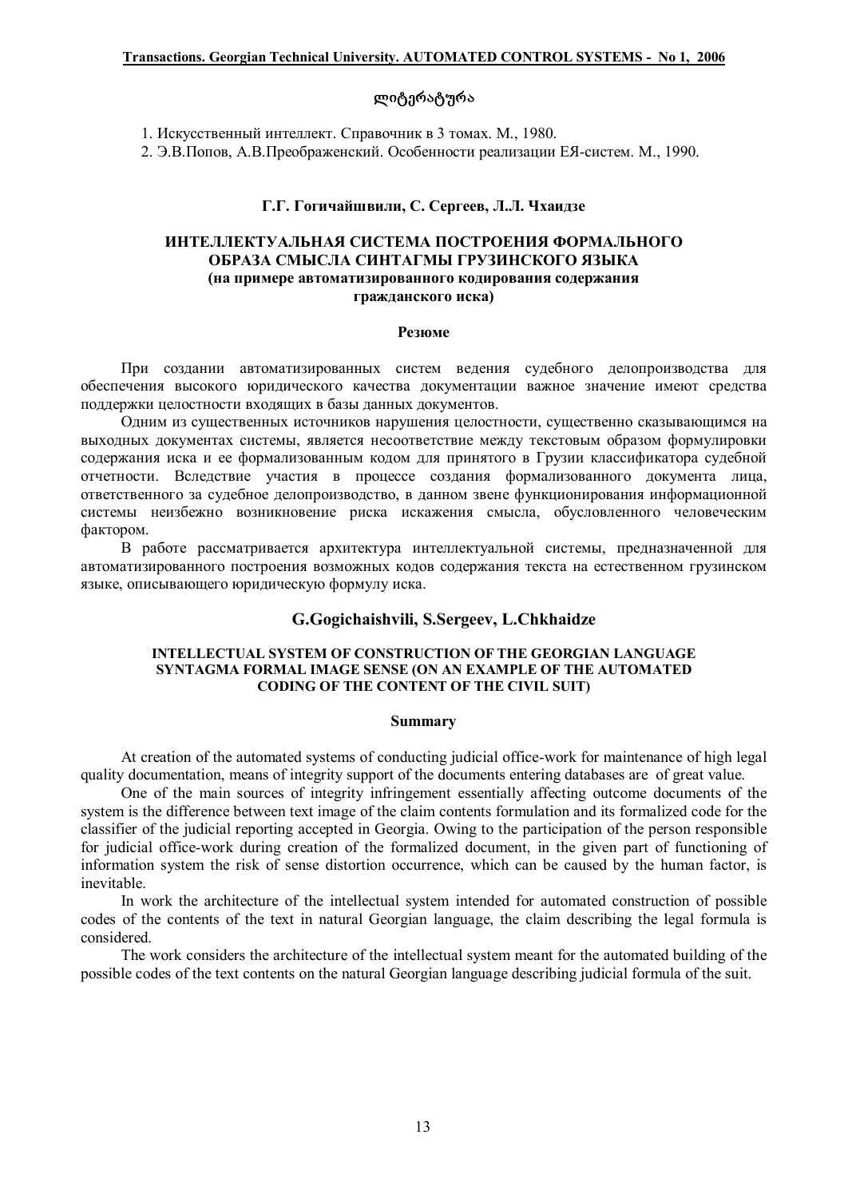### ლიტერატურა

1. Искусственный интеллект. Справочник в 3 томах. М., 1980.
2. Э.В.Попов, А.В.Преображенский. Особенности реализации ЕЯ-систем. М., 1990.

**Г.Г. Гогичайшвили, С. Сергеев, Л.Л. Чхаидзе**

## ИНТЕЛЛЕКТУАЛЬНАЯ СИСТЕМА ПОСТРОЕНИЯ ФОРМАЛЬНОГО ОБРАЗА СМЫСЛА СИНТАГМЫ ГРУЗИНСКОГО ЯЗЫКА (на примере автоматизированного кодирования содержания гражданского иска)

### Резюме

При создании автоматизированных систем ведения судебного делопроизводства для обеспечения высокого юридического качества документации важное значение имеют средства поддержки целостности входящих в базы данных документов.

Одним из существенных источников нарушения целостности, существенно сказывающимся на выходных документах системы, является несоответствие между текстовым образом формулировки содержания иска и ее формализованным кодом для принятого в Грузии классификатора судебной отчетности. Вследствие участия в процессе создания формализованного документа лица, ответственного за судебное делопроизводство, в данном звене функционирования информационной системы неизбежно возникновение риска искажения смысла, обусловленного человеческим фактором.

В работе рассматривается архитектура интеллектуальной системы, предназначенной для автоматизированного построения возможных кодов содержания текста на естественном грузинском языке, описывающего юридическую формулу иска.

**G.Gogichaishvili, S.Sergeev, L.Chkhaidze**

## INTELLECTUAL SYSTEM OF CONSTRUCTION OF THE GEORGIAN LANGUAGE SYNTAGMA FORMAL IMAGE SENSE (ON AN EXAMPLE OF THE AUTOMATED CODING OF THE CONTENT OF THE CIVIL SUIT)

### Summary

At creation of the automated systems of conducting judicial office-work for maintenance of high legal quality documentation, means of integrity support of the documents entering databases are of great value.

One of the main sources of integrity infringement essentially affecting outcome documents of the system is the difference between text image of the claim contents formulation and its formalized code for the classifier of the judicial reporting accepted in Georgia. Owing to the participation of the person responsible for judicial office-work during creation of the formalized document, in the given part of functioning of information system the risk of sense distortion occurrence, which can be caused by the human factor, is inevitable.

In work the architecture of the intellectual system intended for automated construction of possible codes of the contents of the text in natural Georgian language, the claim describing the legal formula is considered.

The work considers the architecture of the intellectual system meant for the automated building of the possible codes of the text contents on the natural Georgian language describing judicial formula of the suit.